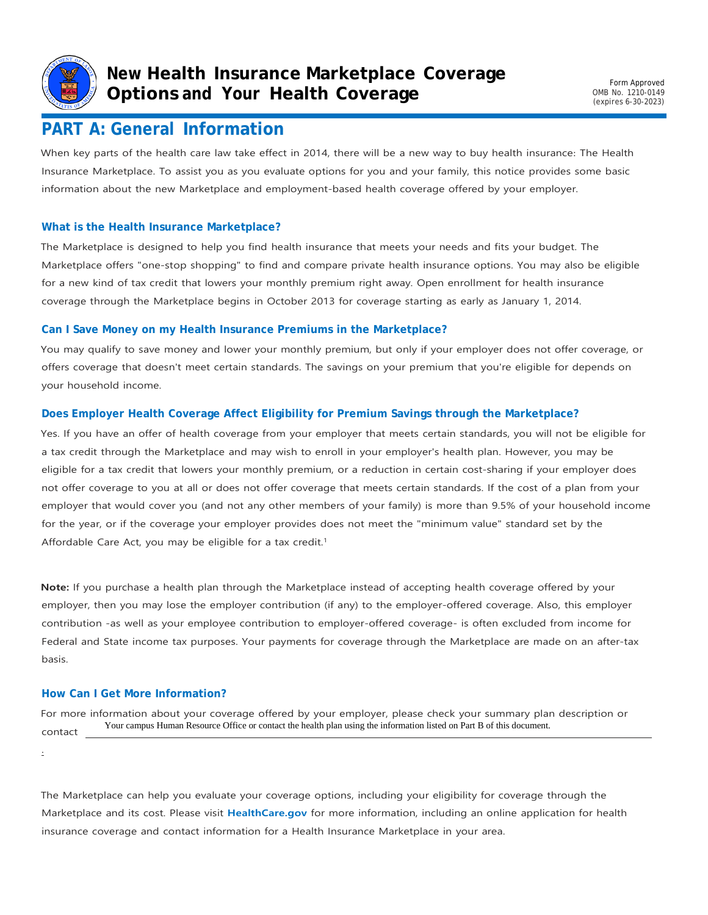# New Health Insurance Marketplace Coverage Options and Your Health Coverage

Form Approved
OMB No. 1210-0149
(expires 6-30-2023)

## PART A: General Information

When key parts of the health care law take effect in 2014, there will be a new way to buy health insurance: The Health Insurance Marketplace. To assist you as you evaluate options for you and your family, this notice provides some basic information about the new Marketplace and employment-based health coverage offered by your employer.

### What is the Health Insurance Marketplace?

The Marketplace is designed to help you find health insurance that meets your needs and fits your budget. The Marketplace offers "one-stop shopping" to find and compare private health insurance options. You may also be eligible for a new kind of tax credit that lowers your monthly premium right away. Open enrollment for health insurance coverage through the Marketplace begins in October 2013 for coverage starting as early as January 1, 2014.

### Can I Save Money on my Health Insurance Premiums in the Marketplace?

You may qualify to save money and lower your monthly premium, but only if your employer does not offer coverage, or offers coverage that doesn't meet certain standards. The savings on your premium that you're eligible for depends on your household income.

### Does Employer Health Coverage Affect Eligibility for Premium Savings through the Marketplace?

Yes. If you have an offer of health coverage from your employer that meets certain standards, you will not be eligible for a tax credit through the Marketplace and may wish to enroll in your employer's health plan. However, you may be eligible for a tax credit that lowers your monthly premium, or a reduction in certain cost-sharing if your employer does not offer coverage to you at all or does not offer coverage that meets certain standards. If the cost of a plan from your employer that would cover you (and not any other members of your family) is more than 9.5% of your household income for the year, or if the coverage your employer provides does not meet the "minimum value" standard set by the Affordable Care Act, you may be eligible for a tax credit.[1]

**Note:** If you purchase a health plan through the Marketplace instead of accepting health coverage offered by your employer, then you may lose the employer contribution (if any) to the employer-offered coverage. Also, this employer contribution -as well as your employee contribution to employer-offered coverage- is often excluded from income for Federal and State income tax purposes. Your payments for coverage through the Marketplace are made on an after-tax basis.

### How Can I Get More Information?

For more information about your coverage offered by your employer, please check your summary plan description or contact Your campus Human Resource Office or contact the health plan using the information listed on Part B of this document.

The Marketplace can help you evaluate your coverage options, including your eligibility for coverage through the Marketplace and its cost. Please visit **HealthCare.gov** for more information, including an online application for health insurance coverage and contact information for a Health Insurance Marketplace in your area.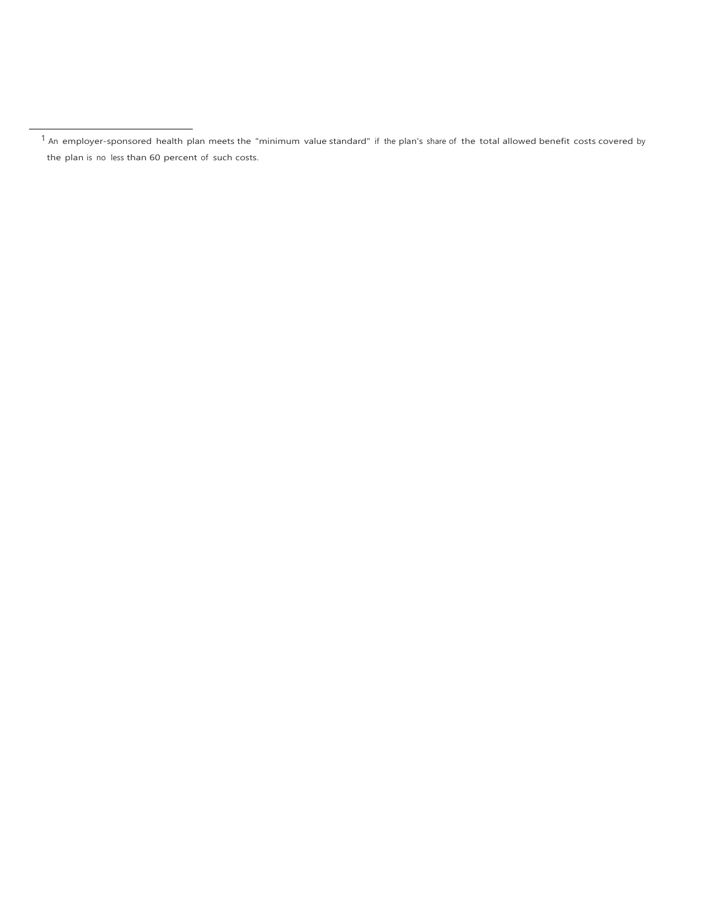[1] An employer-sponsored health plan meets the "minimum value standard" if the plan's share of the total allowed benefit costs covered by the plan is no less than 60 percent of such costs.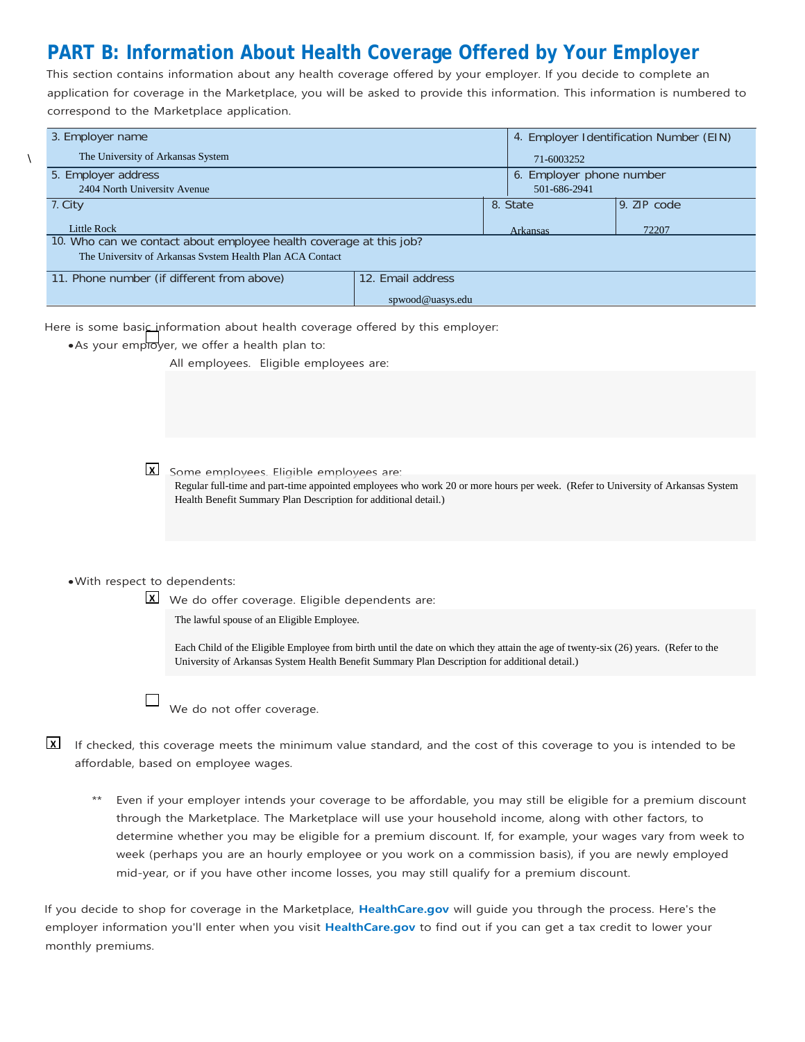# PART B: Information About Health Coverage Offered by Your Employer

This section contains information about any health coverage offered by your employer. If you decide to complete an application for coverage in the Marketplace, you will be asked to provide this information. This information is numbered to correspond to the Marketplace application.

| | | | |
|---|---|---|---|
| 3. Employer name<br>The University of Arkansas System | | | 4. Employer Identification Number (EIN)<br>71-6003252 |
| 5. Employer address<br>2404 North University Avenue | | | 6. Employer phone number<br>501-686-2941 |
| 7. City<br>Little Rock | | 8. State<br>Arkansas | 9. ZIP code<br>72207 |
| 10. Who can we contact about employee health coverage at this job?<br>The University of Arkansas System Health Plan ACA Contact | | | |
| 11. Phone number (if different from above) | 12. Email address<br>spwood@uasys.edu | | |

Here is some basic information about health coverage offered by this employer:

- As your employer, we offer a health plan to:

  ☐ All employees. Eligible employees are:

  ☒ Some employees. Eligible employees are:

  Regular full-time and part-time appointed employees who work 20 or more hours per week. (Refer to University of Arkansas System Health Benefit Summary Plan Description for additional detail.)

- With respect to dependents:

  ☒ We do offer coverage. Eligible dependents are:

  The lawful spouse of an Eligible Employee.

  Each Child of the Eligible Employee from birth until the date on which they attain the age of twenty-six (26) years. (Refer to the University of Arkansas System Health Benefit Summary Plan Description for additional detail.)

  ☐ We do not offer coverage.

☒ If checked, this coverage meets the minimum value standard, and the cost of this coverage to you is intended to be affordable, based on employee wages.

** Even if your employer intends your coverage to be affordable, you may still be eligible for a premium discount through the Marketplace. The Marketplace will use your household income, along with other factors, to determine whether you may be eligible for a premium discount. If, for example, your wages vary from week to week (perhaps you are an hourly employee or you work on a commission basis), if you are newly employed mid-year, or if you have other income losses, you may still qualify for a premium discount.

If you decide to shop for coverage in the Marketplace, **HealthCare.gov** will guide you through the process. Here's the employer information you'll enter when you visit **HealthCare.gov** to find out if you can get a tax credit to lower your monthly premiums.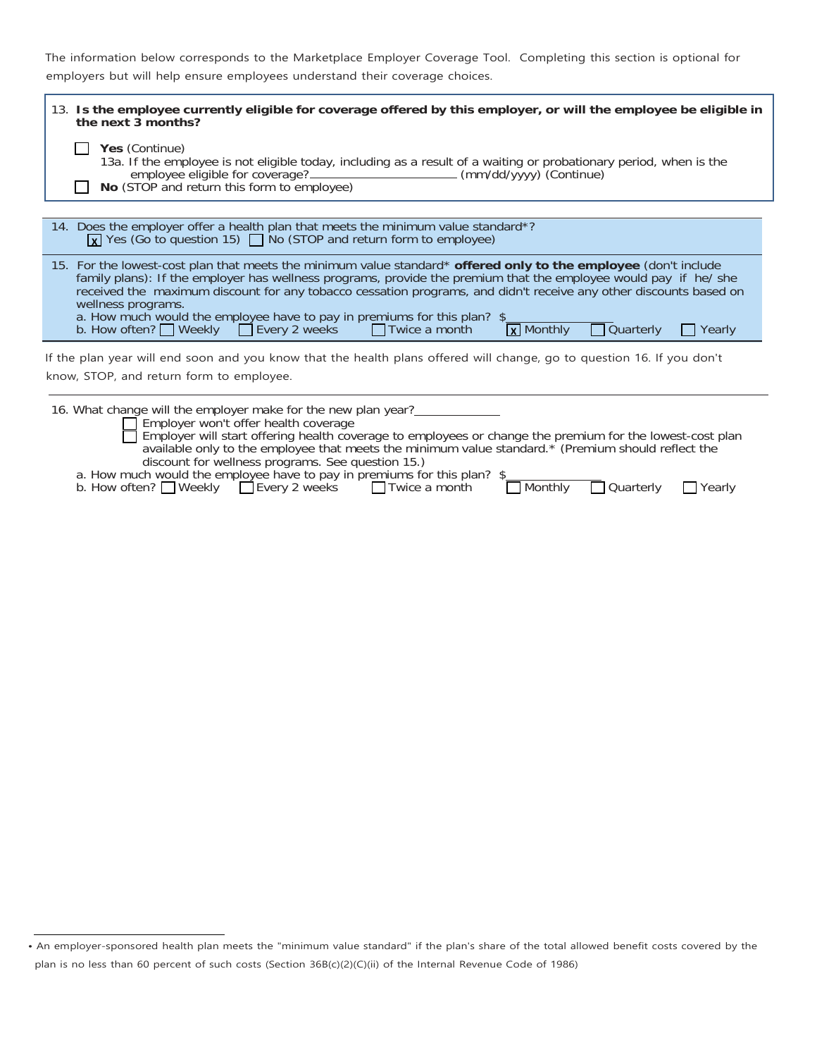The information below corresponds to the Marketplace Employer Coverage Tool. Completing this section is optional for employers but will help ensure employees understand their coverage choices.

13. **Is the employee currently eligible for coverage offered by this employer, or will the employee be eligible in the next 3 months?**

☐ **Yes** (Continue)

13a. If the employee is not eligible today, including as a result of a waiting or probationary period, when is the employee eligible for coverage?\_\_\_\_\_\_\_\_\_\_\_\_\_\_\_\_\_\_\_\_\_\_ (mm/dd/yyyy) (Continue)

☐ **No** (STOP and return this form to employee)

14. Does the employer offer a health plan that meets the minimum value standard*?

☒ Yes (Go to question 15) ☐ No (STOP and return form to employee)

15. For the lowest-cost plan that meets the minimum value standard* **offered only to the employee** (don't include family plans): If the employer has wellness programs, provide the premium that the employee would pay if he/ she received the maximum discount for any tobacco cessation programs, and didn't receive any other discounts based on wellness programs.

a. How much would the employee have to pay in premiums for this plan? $\_\_\_\_\_\_\_\_\_\_\_\_\_\_\_\_

b. How often? ☐ Weekly ☐ Every 2 weeks ☐ Twice a month ☒ Monthly ☐ Quarterly ☐ Yearly

If the plan year will end soon and you know that the health plans offered will change, go to question 16. If you don't know, STOP, and return form to employee.

16. What change will the employer make for the new plan year?\_\_\_\_\_\_\_\_\_\_\_\_\_\_

☐ Employer won't offer health coverage

☐ Employer will start offering health coverage to employees or change the premium for the lowest-cost plan available only to the employee that meets the minimum value standard.* (Premium should reflect the discount for wellness programs. See question 15.)

a. How much would the employee have to pay in premiums for this plan? $\_\_\_\_\_\_\_\_\_\_\_\_\_\_\_\_

b. How often? ☐ Weekly ☐ Every 2 weeks ☐ Twice a month ☐ Monthly ☐ Quarterly ☐ Yearly

---

• An employer-sponsored health plan meets the "minimum value standard" if the plan's share of the total allowed benefit costs covered by the plan is no less than 60 percent of such costs (Section 36B(c)(2)(C)(ii) of the Internal Revenue Code of 1986)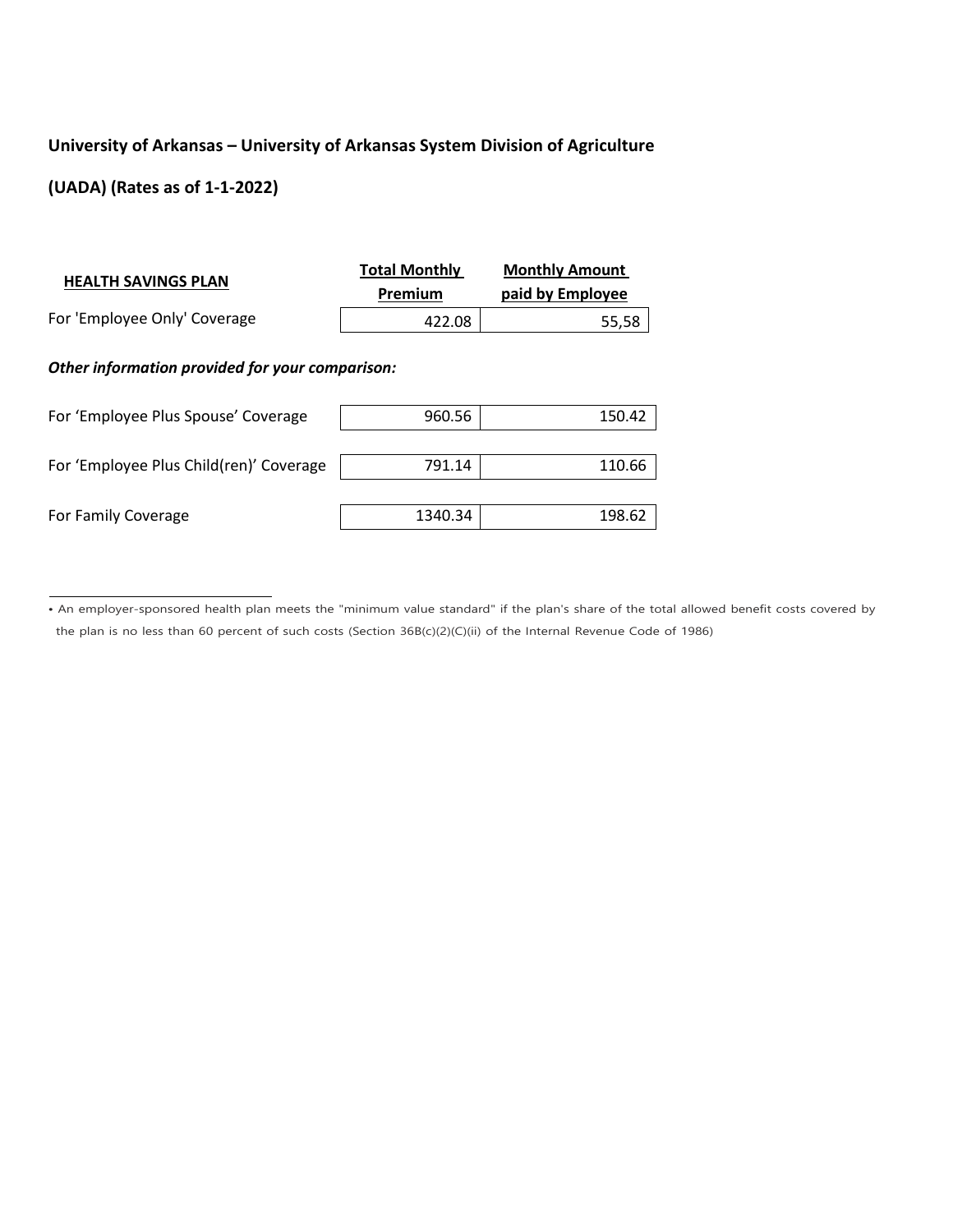**University of Arkansas – University of Arkansas System Division of Agriculture**

**(UADA) (Rates as of 1-1-2022)**

| HEALTH SAVINGS PLAN | Total Monthly Premium | Monthly Amount paid by Employee |
|---|---|---|
| For 'Employee Only' Coverage | 422.08 | 55,58 |

***Other information provided for your comparison:***

| | | |
|---|---|---|
| For 'Employee Plus Spouse' Coverage | 960.56 | 150.42 |
| For 'Employee Plus Child(ren)' Coverage | 791.14 | 110.66 |
| For Family Coverage | 1340.34 | 198.62 |

• An employer-sponsored health plan meets the "minimum value standard" if the plan's share of the total allowed benefit costs covered by the plan is no less than 60 percent of such costs (Section 36B(c)(2)(C)(ii) of the Internal Revenue Code of 1986)